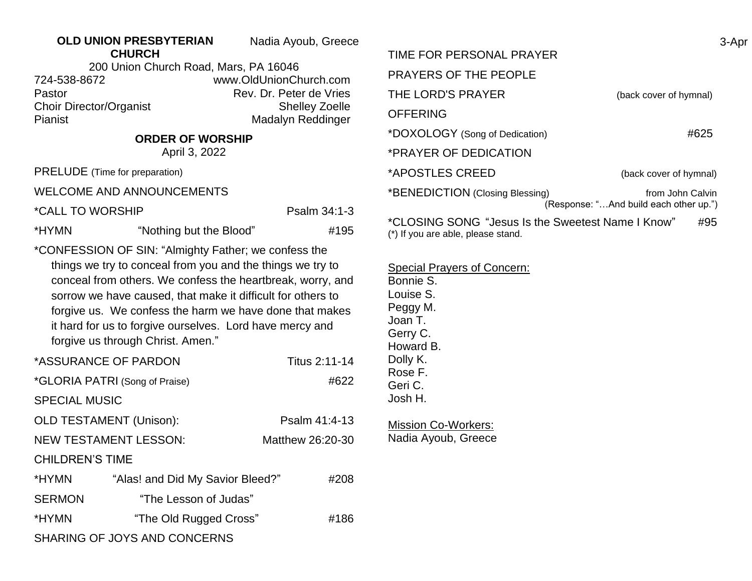**OLD UNION PRESBYTERIAN CHURCH**

Nadia Ayoub, Greece

200 Union Church Road, Mars, PA 16046

724-538-8672 www.OldUnionChurch.com

Pastor Rev. Dr. Peter de Vries

Choir Director/Organist Shelley Zoelle

Pianist Madalyn Reddinger

**ORDER OF WORSHIP**

April 3, 2022

PRELUDE (Time for preparation)

WELCOME AND ANNOUNCEMENTS

*CALL TO WORSHIP Psalm 34:1-3

*HYMN "Nothing but the Blood" #195

*CONFESSION OF SIN: "Almighty Father; we confess the things we try to conceal from you and the things we try to conceal from others. We confess the heartbreak, worry, and sorrow we have caused, that make it difficult for others to forgive us. We confess the harm we have done that makes it hard for us to forgive ourselves. Lord have mercy and forgive us through Christ. Amen."

*ASSURANCE OF PARDON Titus 2:11-14

*GLORIA PATRI (Song of Praise) #622

SPECIAL MUSIC

OLD TESTAMENT (Unison): Psalm 41:4-13

NEW TESTAMENT LESSON: Matthew 26:20-30

CHILDREN'S TIME

*HYMN "Alas! and Did My Savior Bleed?" #208

SERMON "The Lesson of Judas"

*HYMN "The Old Rugged Cross" #186

SHARING OF JOYS AND CONCERNS

3-Apr

TIME FOR PERSONAL PRAYER

PRAYERS OF THE PEOPLE

THE LORD'S PRAYER (back cover of hymnal)

OFFERING

*DOXOLOGY (Song of Dedication) #625

*PRAYER OF DEDICATION

*APOSTLES CREED (back cover of hymnal)

*BENEDICTION (Closing Blessing) from John Calvin
(Response: "…And build each other up.")

*CLOSING SONG "Jesus Is the Sweetest Name I Know" #95

(*) If you are able, please stand.

Special Prayers of Concern:
Bonnie S.
Louise S.
Peggy M.
Joan T.
Gerry C.
Howard B.
Dolly K.
Rose F.
Geri C.
Josh H.

Mission Co-Workers:
Nadia Ayoub, Greece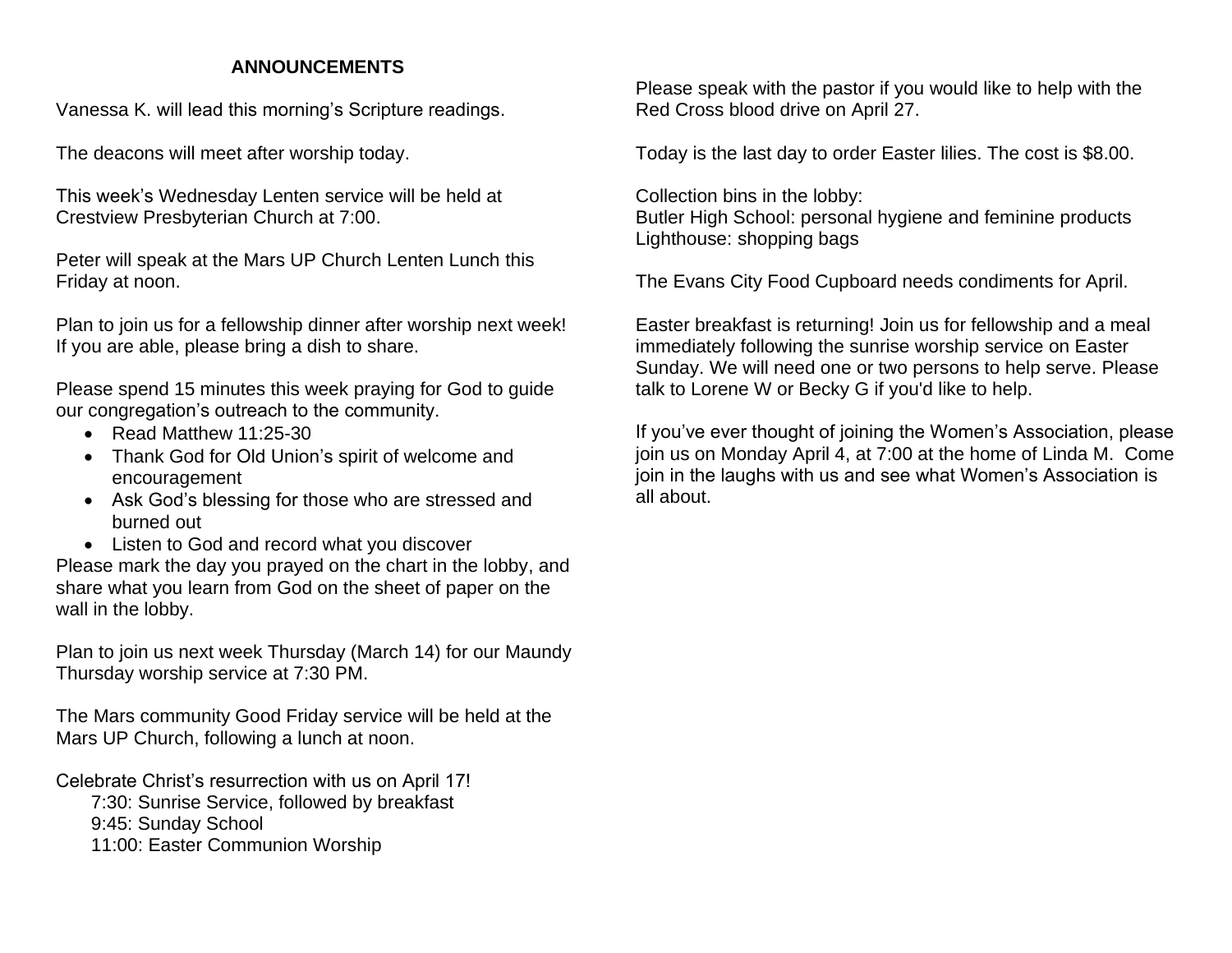## ANNOUNCEMENTS

Vanessa K. will lead this morning's Scripture readings.

The deacons will meet after worship today.

This week's Wednesday Lenten service will be held at Crestview Presbyterian Church at 7:00.

Peter will speak at the Mars UP Church Lenten Lunch this Friday at noon.

Plan to join us for a fellowship dinner after worship next week! If you are able, please bring a dish to share.

Please spend 15 minutes this week praying for God to guide our congregation's outreach to the community.

- Read Matthew 11:25-30
- Thank God for Old Union's spirit of welcome and encouragement
- Ask God's blessing for those who are stressed and burned out
- Listen to God and record what you discover

Please mark the day you prayed on the chart in the lobby, and share what you learn from God on the sheet of paper on the wall in the lobby.

Plan to join us next week Thursday (March 14) for our Maundy Thursday worship service at 7:30 PM.

The Mars community Good Friday service will be held at the Mars UP Church, following a lunch at noon.

Celebrate Christ's resurrection with us on April 17!

7:30: Sunrise Service, followed by breakfast
9:45: Sunday School
11:00: Easter Communion Worship

Please speak with the pastor if you would like to help with the Red Cross blood drive on April 27.

Today is the last day to order Easter lilies. The cost is $8.00.

Collection bins in the lobby:
Butler High School: personal hygiene and feminine products
Lighthouse: shopping bags

The Evans City Food Cupboard needs condiments for April.

Easter breakfast is returning! Join us for fellowship and a meal immediately following the sunrise worship service on Easter Sunday. We will need one or two persons to help serve. Please talk to Lorene W or Becky G if you'd like to help.

If you've ever thought of joining the Women's Association, please join us on Monday April 4, at 7:00 at the home of Linda M. Come join in the laughs with us and see what Women's Association is all about.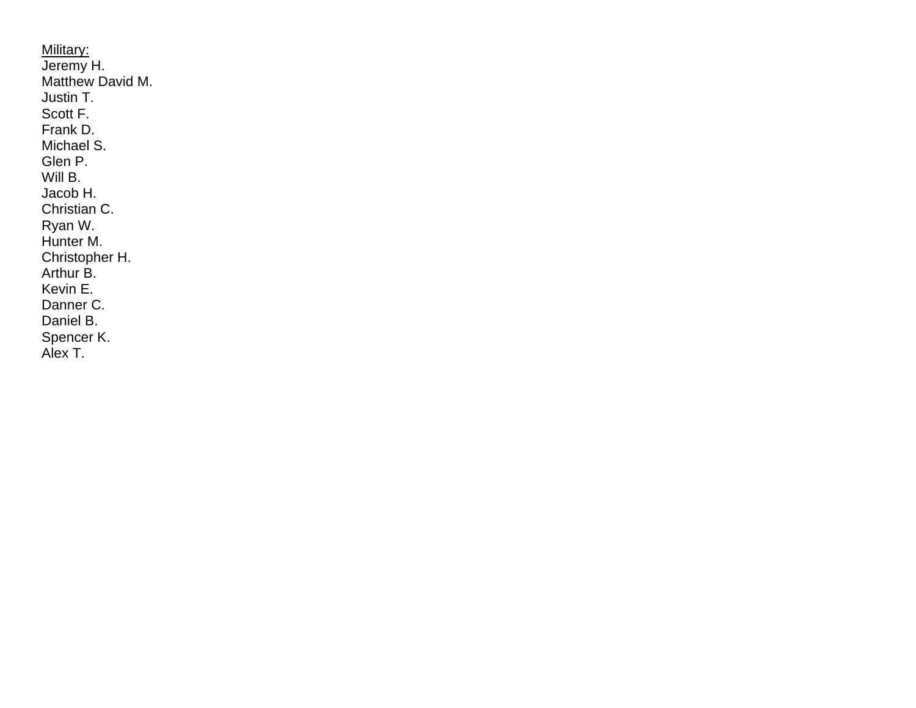Military:

Jeremy H.
Matthew David M.
Justin T.
Scott F.
Frank D.
Michael S.
Glen P.
Will B.
Jacob H.
Christian C.
Ryan W.
Hunter M.
Christopher H.
Arthur B.
Kevin E.
Danner C.
Daniel B.
Spencer K.
Alex T.